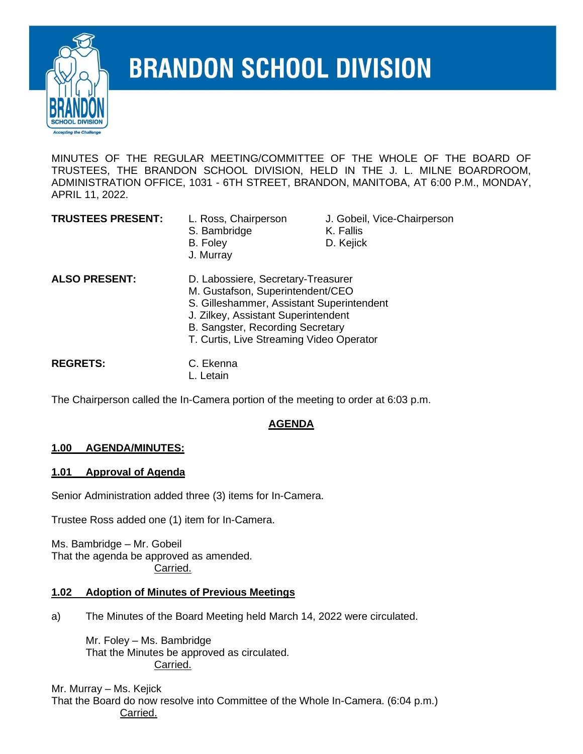# BRANDON SCHOOL DIVISION

MINUTES OF THE REGULAR MEETING/COMMITTEE OF THE WHOLE OF THE BOARD OF TRUSTEES, THE BRANDON SCHOOL DIVISION, HELD IN THE J. L. MILNE BOARDROOM, ADMINISTRATION OFFICE, 1031 - 6TH STREET, BRANDON, MANITOBA, AT 6:00 P.M., MONDAY, APRIL 11, 2022.

**TRUSTEES PRESENT:**
L. Ross, Chairperson
J. Gobeil, Vice-Chairperson
S. Bambridge
K. Fallis
B. Foley
D. Kejick
J. Murray

**ALSO PRESENT:**
D. Labossiere, Secretary-Treasurer
M. Gustafson, Superintendent/CEO
S. Gilleshammer, Assistant Superintendent
J. Zilkey, Assistant Superintendent
B. Sangster, Recording Secretary
T. Curtis, Live Streaming Video Operator

**REGRETS:**
C. Ekenna
L. Letain

The Chairperson called the In-Camera portion of the meeting to order at 6:03 p.m.

## AGENDA

### 1.00 AGENDA/MINUTES:

### 1.01 Approval of Agenda

Senior Administration added three (3) items for In-Camera.

Trustee Ross added one (1) item for In-Camera.

Ms. Bambridge – Mr. Gobeil
That the agenda be approved as amended.
Carried.

### 1.02 Adoption of Minutes of Previous Meetings

a) The Minutes of the Board Meeting held March 14, 2022 were circulated.

Mr. Foley – Ms. Bambridge
That the Minutes be approved as circulated.
Carried.

Mr. Murray – Ms. Kejick
That the Board do now resolve into Committee of the Whole In-Camera. (6:04 p.m.)
Carried.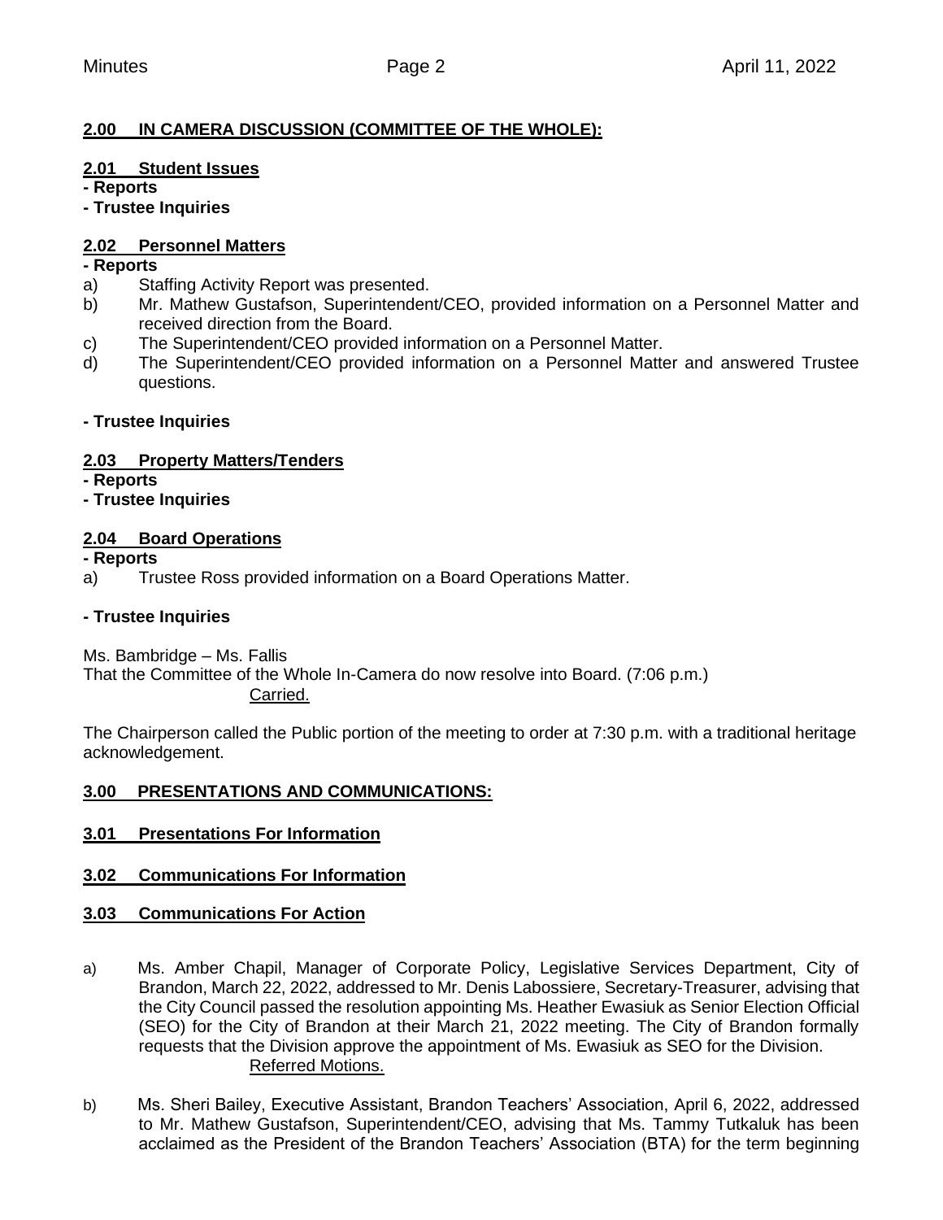## 2.00 IN CAMERA DISCUSSION (COMMITTEE OF THE WHOLE):

### 2.01 Student Issues

**- Reports**

**- Trustee Inquiries**

### 2.02 Personnel Matters

**- Reports**

a) Staffing Activity Report was presented.

b) Mr. Mathew Gustafson, Superintendent/CEO, provided information on a Personnel Matter and received direction from the Board.

c) The Superintendent/CEO provided information on a Personnel Matter.

d) The Superintendent/CEO provided information on a Personnel Matter and answered Trustee questions.

**- Trustee Inquiries**

### 2.03 Property Matters/Tenders

**- Reports**

**- Trustee Inquiries**

### 2.04 Board Operations

**- Reports**

a) Trustee Ross provided information on a Board Operations Matter.

**- Trustee Inquiries**

Ms. Bambridge – Ms. Fallis
That the Committee of the Whole In-Camera do now resolve into Board. (7:06 p.m.)
Carried.

The Chairperson called the Public portion of the meeting to order at 7:30 p.m. with a traditional heritage acknowledgement.

## 3.00 PRESENTATIONS AND COMMUNICATIONS:

### 3.01 Presentations For Information

### 3.02 Communications For Information

### 3.03 Communications For Action

a) Ms. Amber Chapil, Manager of Corporate Policy, Legislative Services Department, City of Brandon, March 22, 2022, addressed to Mr. Denis Labossiere, Secretary-Treasurer, advising that the City Council passed the resolution appointing Ms. Heather Ewasiuk as Senior Election Official (SEO) for the City of Brandon at their March 21, 2022 meeting. The City of Brandon formally requests that the Division approve the appointment of Ms. Ewasiuk as SEO for the Division.
Referred Motions.

b) Ms. Sheri Bailey, Executive Assistant, Brandon Teachers' Association, April 6, 2022, addressed to Mr. Mathew Gustafson, Superintendent/CEO, advising that Ms. Tammy Tutkaluk has been acclaimed as the President of the Brandon Teachers' Association (BTA) for the term beginning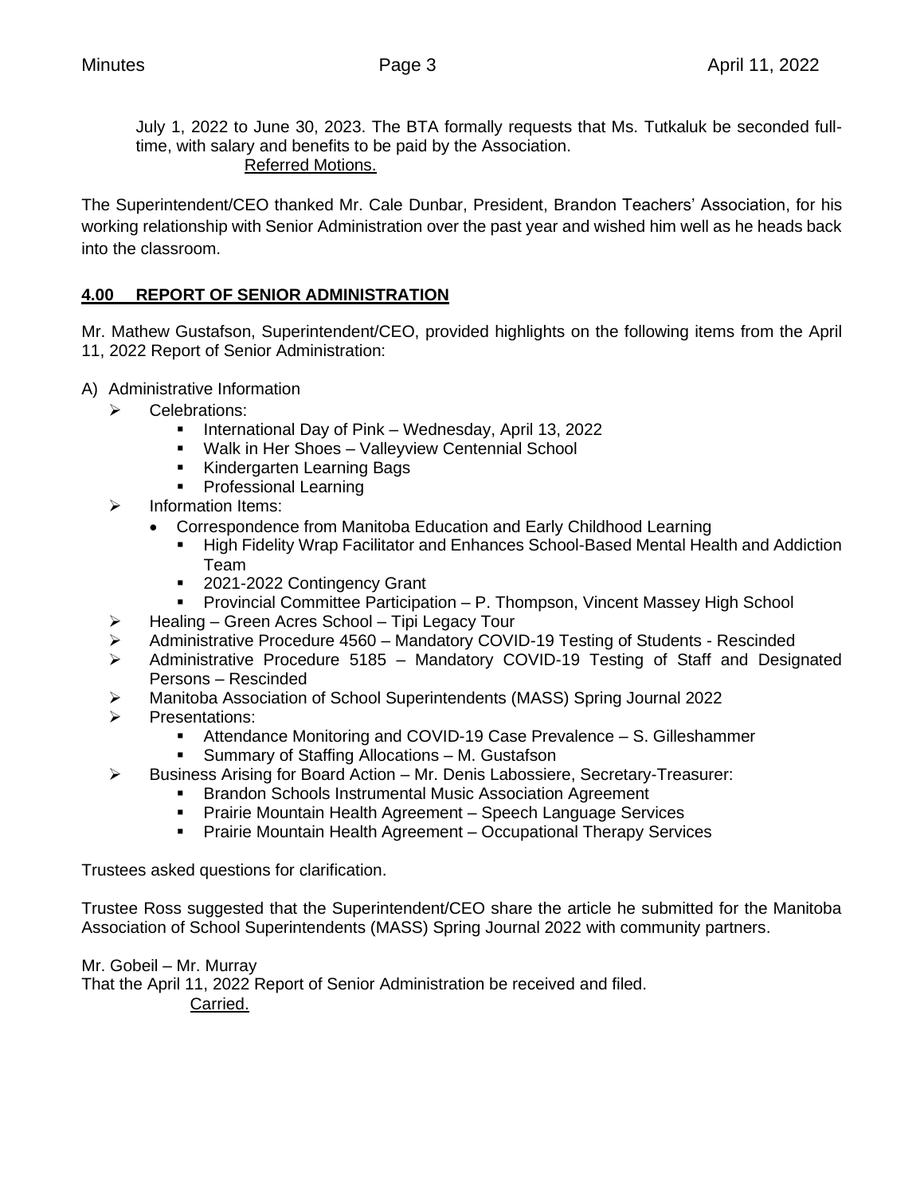July 1, 2022 to June 30, 2023. The BTA formally requests that Ms. Tutkaluk be seconded full-time, with salary and benefits to be paid by the Association.

Referred Motions.

The Superintendent/CEO thanked Mr. Cale Dunbar, President, Brandon Teachers' Association, for his working relationship with Senior Administration over the past year and wished him well as he heads back into the classroom.

## 4.00 REPORT OF SENIOR ADMINISTRATION

Mr. Mathew Gustafson, Superintendent/CEO, provided highlights on the following items from the April 11, 2022 Report of Senior Administration:

A) Administrative Information
- Celebrations:
  - International Day of Pink – Wednesday, April 13, 2022
  - Walk in Her Shoes – Valleyview Centennial School
  - Kindergarten Learning Bags
  - Professional Learning
- Information Items:
  - Correspondence from Manitoba Education and Early Childhood Learning
    - High Fidelity Wrap Facilitator and Enhances School-Based Mental Health and Addiction Team
    - 2021-2022 Contingency Grant
    - Provincial Committee Participation – P. Thompson, Vincent Massey High School
- Healing – Green Acres School – Tipi Legacy Tour
- Administrative Procedure 4560 – Mandatory COVID-19 Testing of Students - Rescinded
- Administrative Procedure 5185 – Mandatory COVID-19 Testing of Staff and Designated Persons – Rescinded
- Manitoba Association of School Superintendents (MASS) Spring Journal 2022
- Presentations:
  - Attendance Monitoring and COVID-19 Case Prevalence – S. Gilleshammer
  - Summary of Staffing Allocations – M. Gustafson
- Business Arising for Board Action – Mr. Denis Labossiere, Secretary-Treasurer:
  - Brandon Schools Instrumental Music Association Agreement
  - Prairie Mountain Health Agreement – Speech Language Services
  - Prairie Mountain Health Agreement – Occupational Therapy Services

Trustees asked questions for clarification.

Trustee Ross suggested that the Superintendent/CEO share the article he submitted for the Manitoba Association of School Superintendents (MASS) Spring Journal 2022 with community partners.

Mr. Gobeil – Mr. Murray
That the April 11, 2022 Report of Senior Administration be received and filed.

Carried.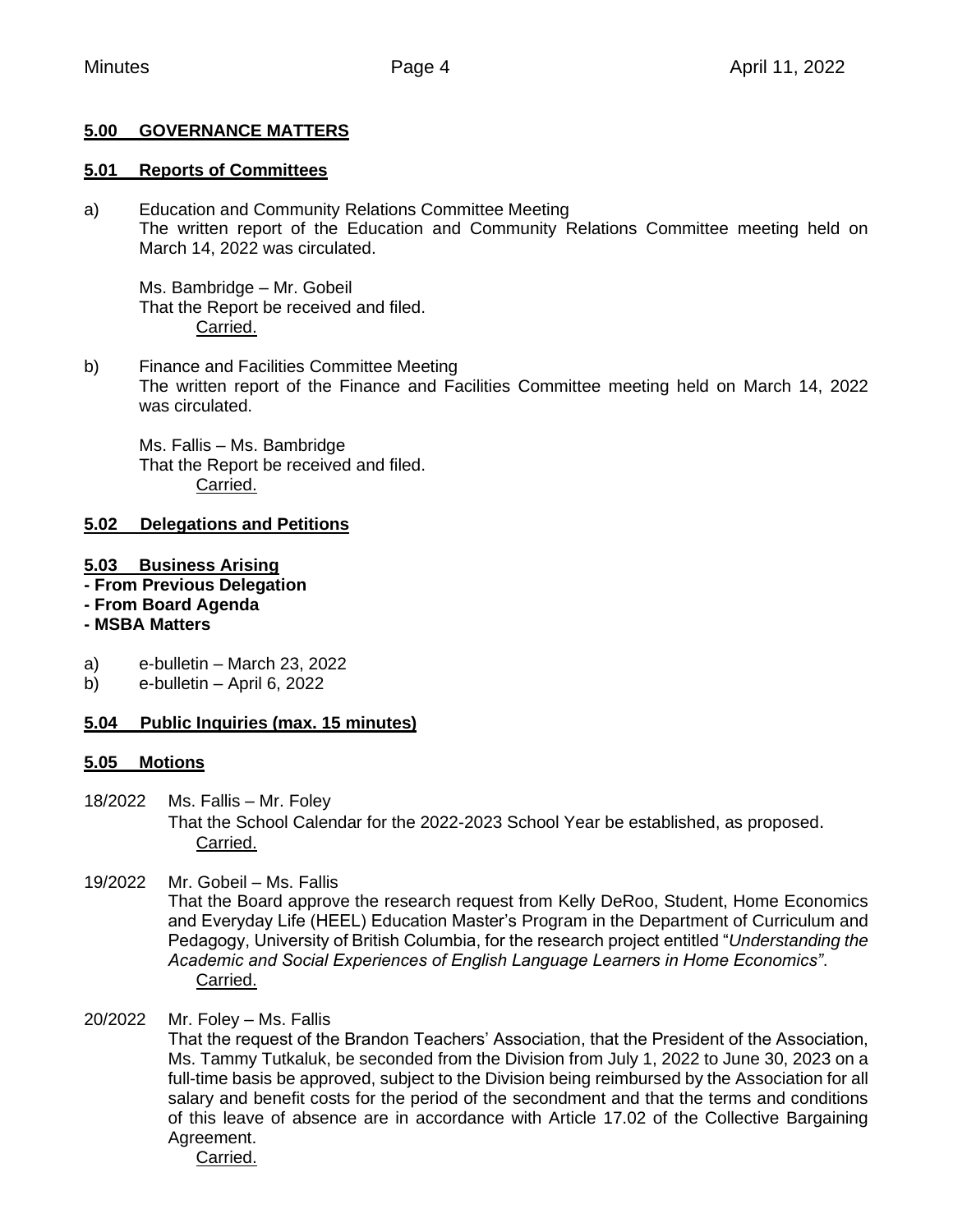## 5.00 GOVERNANCE MATTERS

### 5.01 Reports of Committees

a) Education and Community Relations Committee Meeting
The written report of the Education and Community Relations Committee meeting held on March 14, 2022 was circulated.

Ms. Bambridge – Mr. Gobeil
That the Report be received and filed.
Carried.

b) Finance and Facilities Committee Meeting
The written report of the Finance and Facilities Committee meeting held on March 14, 2022 was circulated.

Ms. Fallis – Ms. Bambridge
That the Report be received and filed.
Carried.

### 5.02 Delegations and Petitions

### 5.03 Business Arising

**- From Previous Delegation**
**- From Board Agenda**
**- MSBA Matters**

a) e-bulletin – March 23, 2022
b) e-bulletin – April 6, 2022

### 5.04 Public Inquiries (max. 15 minutes)

### 5.05 Motions

18/2022 Ms. Fallis – Mr. Foley
That the School Calendar for the 2022-2023 School Year be established, as proposed.
Carried.

19/2022 Mr. Gobeil – Ms. Fallis
That the Board approve the research request from Kelly DeRoo, Student, Home Economics and Everyday Life (HEEL) Education Master's Program in the Department of Curriculum and Pedagogy, University of British Columbia, for the research project entitled "*Understanding the Academic and Social Experiences of English Language Learners in Home Economics*".
Carried.

20/2022 Mr. Foley – Ms. Fallis
That the request of the Brandon Teachers' Association, that the President of the Association, Ms. Tammy Tutkaluk, be seconded from the Division from July 1, 2022 to June 30, 2023 on a full-time basis be approved, subject to the Division being reimbursed by the Association for all salary and benefit costs for the period of the secondment and that the terms and conditions of this leave of absence are in accordance with Article 17.02 of the Collective Bargaining Agreement.
Carried.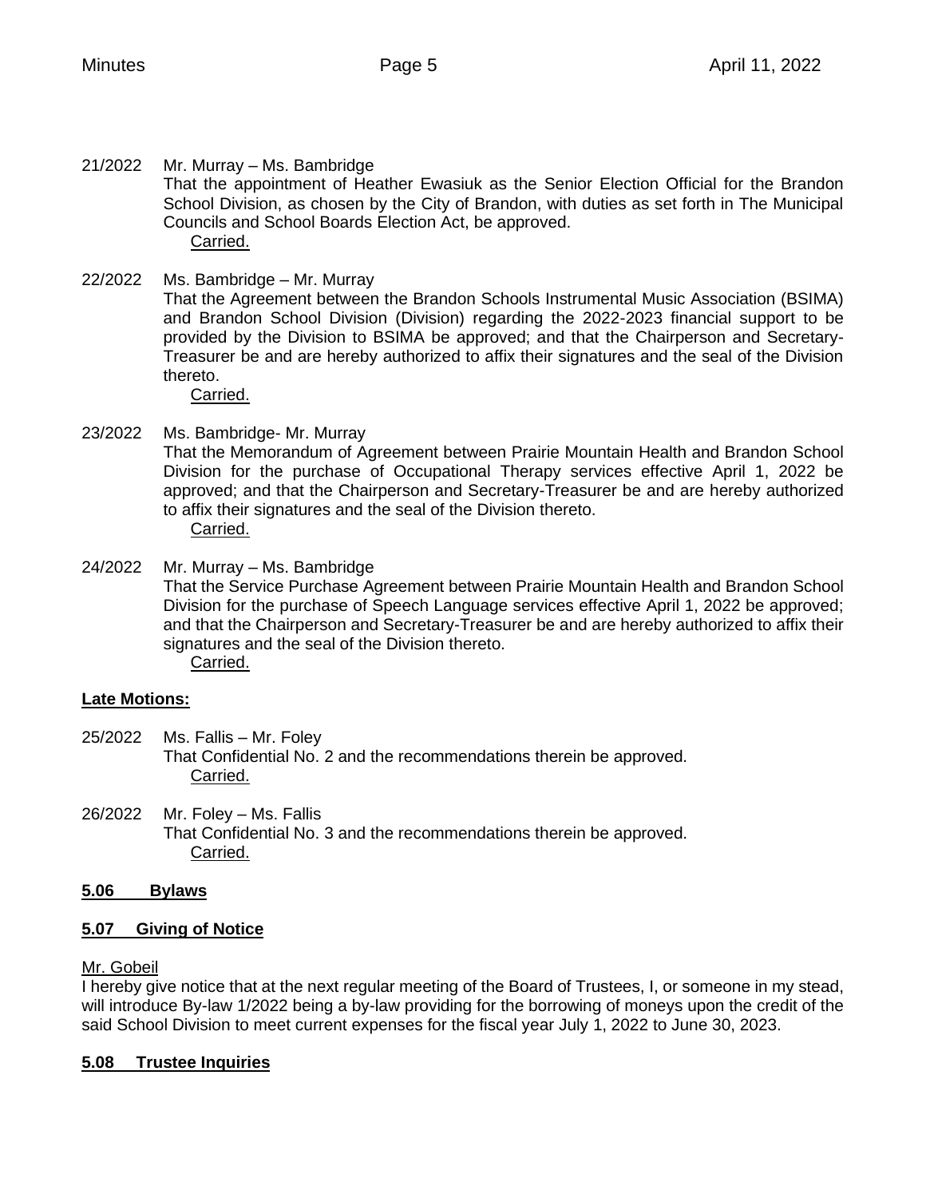21/2022 Mr. Murray – Ms. Bambridge
That the appointment of Heather Ewasiuk as the Senior Election Official for the Brandon School Division, as chosen by the City of Brandon, with duties as set forth in The Municipal Councils and School Boards Election Act, be approved.
Carried.

22/2022 Ms. Bambridge – Mr. Murray
That the Agreement between the Brandon Schools Instrumental Music Association (BSIMA) and Brandon School Division (Division) regarding the 2022-2023 financial support to be provided by the Division to BSIMA be approved; and that the Chairperson and Secretary-Treasurer be and are hereby authorized to affix their signatures and the seal of the Division thereto.
Carried.

23/2022 Ms. Bambridge- Mr. Murray
That the Memorandum of Agreement between Prairie Mountain Health and Brandon School Division for the purchase of Occupational Therapy services effective April 1, 2022 be approved; and that the Chairperson and Secretary-Treasurer be and are hereby authorized to affix their signatures and the seal of the Division thereto.
Carried.

24/2022 Mr. Murray – Ms. Bambridge
That the Service Purchase Agreement between Prairie Mountain Health and Brandon School Division for the purchase of Speech Language services effective April 1, 2022 be approved; and that the Chairperson and Secretary-Treasurer be and are hereby authorized to affix their signatures and the seal of the Division thereto.
Carried.

**Late Motions:**

25/2022 Ms. Fallis – Mr. Foley
That Confidential No. 2 and the recommendations therein be approved.
Carried.

26/2022 Mr. Foley – Ms. Fallis
That Confidential No. 3 and the recommendations therein be approved.
Carried.

**5.06 Bylaws**

**5.07 Giving of Notice**

Mr. Gobeil
I hereby give notice that at the next regular meeting of the Board of Trustees, I, or someone in my stead, will introduce By-law 1/2022 being a by-law providing for the borrowing of moneys upon the credit of the said School Division to meet current expenses for the fiscal year July 1, 2022 to June 30, 2023.

**5.08 Trustee Inquiries**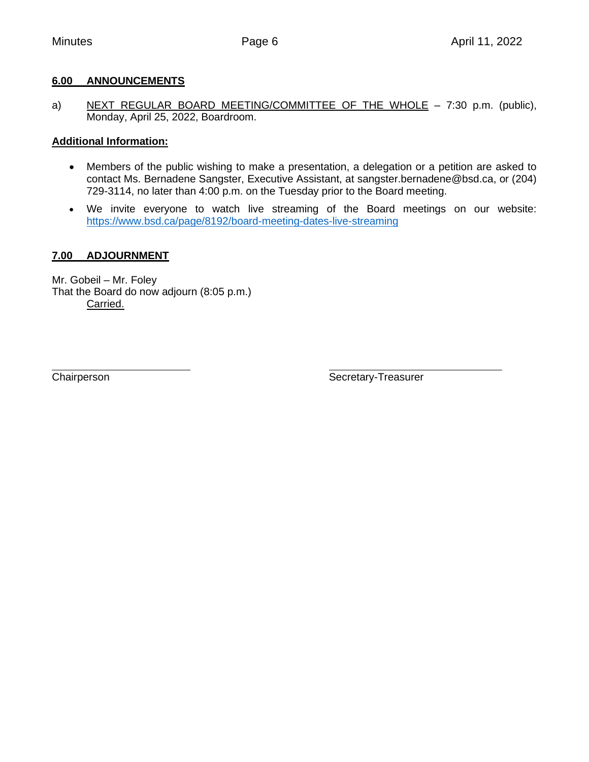## 6.00 ANNOUNCEMENTS

a) NEXT REGULAR BOARD MEETING/COMMITTEE OF THE WHOLE – 7:30 p.m. (public), Monday, April 25, 2022, Boardroom.

**Additional Information:**

- Members of the public wishing to make a presentation, a delegation or a petition are asked to contact Ms. Bernadene Sangster, Executive Assistant, at sangster.bernadene@bsd.ca, or (204) 729-3114, no later than 4:00 p.m. on the Tuesday prior to the Board meeting.
- We invite everyone to watch live streaming of the Board meetings on our website: https://www.bsd.ca/page/8192/board-meeting-dates-live-streaming

## 7.00 ADJOURNMENT

Mr. Gobeil – Mr. Foley
That the Board do now adjourn (8:05 p.m.)
Carried.

Chairperson

Secretary-Treasurer